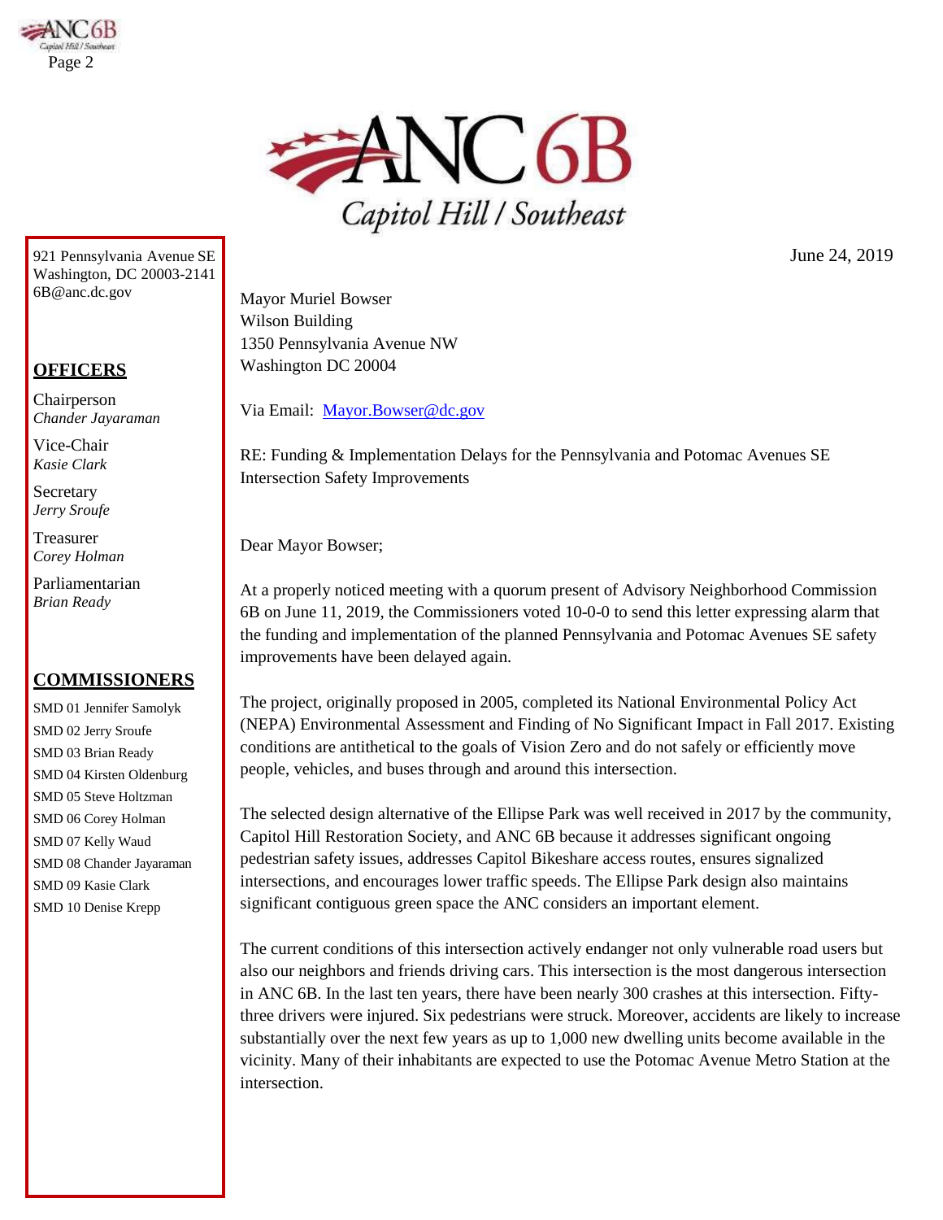# ANC 6B
## Capitol Hill / Southeast

921 Pennsylvania Avenue SE
Washington, DC 20003-2141
6B@anc.dc.gov

**OFFICERS**

Chairperson
*Chander Jayaraman*

Vice-Chair
*Kasie Clark*

Secretary
*Jerry Sroufe*

Treasurer
*Corey Holman*

Parliamentarian
*Brian Ready*

**COMMISSIONERS**

SMD 01 Jennifer Samolyk
SMD 02 Jerry Sroufe
SMD 03 Brian Ready
SMD 04 Kirsten Oldenburg
SMD 05 Steve Holtzman
SMD 06 Corey Holman
SMD 07 Kelly Waud
SMD 08 Chander Jayaraman
SMD 09 Kasie Clark
SMD 10 Denise Krepp

June 24, 2019

Mayor Muriel Bowser
Wilson Building
1350 Pennsylvania Avenue NW
Washington DC 20004

Via Email: Mayor.Bowser@dc.gov

RE: Funding & Implementation Delays for the Pennsylvania and Potomac Avenues SE Intersection Safety Improvements

Dear Mayor Bowser;

At a properly noticed meeting with a quorum present of Advisory Neighborhood Commission 6B on June 11, 2019, the Commissioners voted 10-0-0 to send this letter expressing alarm that the funding and implementation of the planned Pennsylvania and Potomac Avenues SE safety improvements have been delayed again.

The project, originally proposed in 2005, completed its National Environmental Policy Act (NEPA) Environmental Assessment and Finding of No Significant Impact in Fall 2017. Existing conditions are antithetical to the goals of Vision Zero and do not safely or efficiently move people, vehicles, and buses through and around this intersection.

The selected design alternative of the Ellipse Park was well received in 2017 by the community, Capitol Hill Restoration Society, and ANC 6B because it addresses significant ongoing pedestrian safety issues, addresses Capitol Bikeshare access routes, ensures signalized intersections, and encourages lower traffic speeds. The Ellipse Park design also maintains significant contiguous green space the ANC considers an important element.

The current conditions of this intersection actively endanger not only vulnerable road users but also our neighbors and friends driving cars. This intersection is the most dangerous intersection in ANC 6B. In the last ten years, there have been nearly 300 crashes at this intersection. Fifty-three drivers were injured. Six pedestrians were struck. Moreover, accidents are likely to increase substantially over the next few years as up to 1,000 new dwelling units become available in the vicinity. Many of their inhabitants are expected to use the Potomac Avenue Metro Station at the intersection.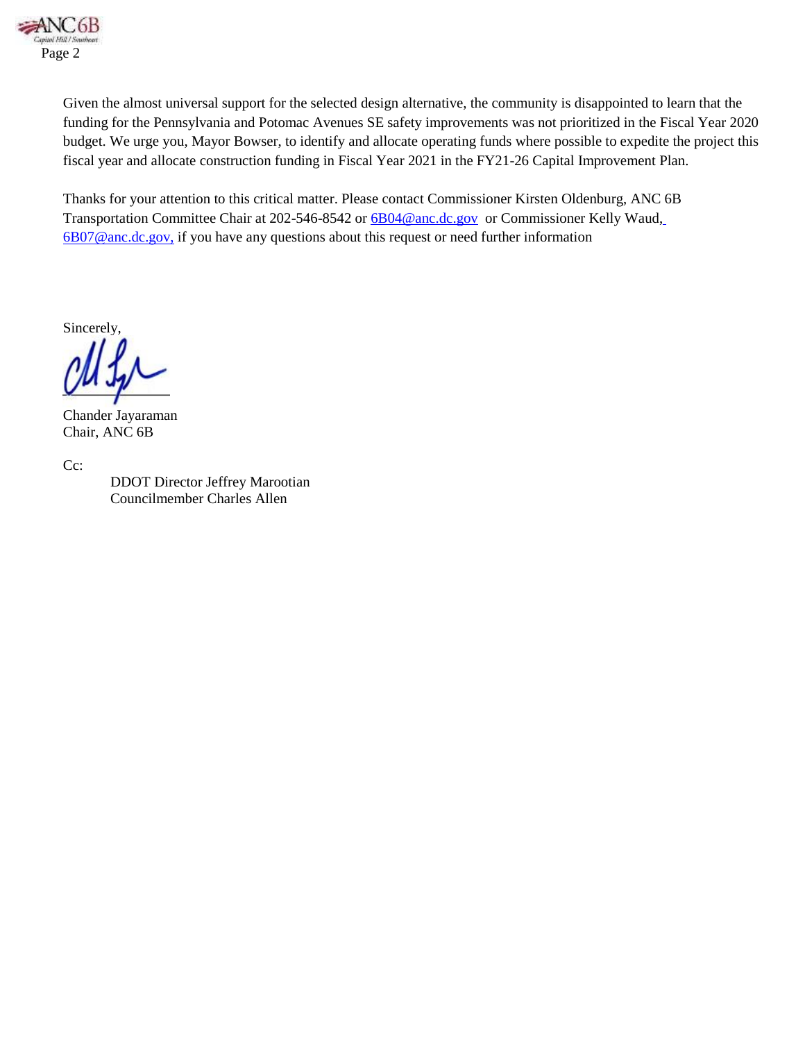Given the almost universal support for the selected design alternative, the community is disappointed to learn that the funding for the Pennsylvania and Potomac Avenues SE safety improvements was not prioritized in the Fiscal Year 2020 budget. We urge you, Mayor Bowser, to identify and allocate operating funds where possible to expedite the project this fiscal year and allocate construction funding in Fiscal Year 2021 in the FY21-26 Capital Improvement Plan.

Thanks for your attention to this critical matter. Please contact Commissioner Kirsten Oldenburg, ANC 6B Transportation Committee Chair at 202-546-8542 or 6B04@anc.dc.gov or Commissioner Kelly Waud, 6B07@anc.dc.gov, if you have any questions about this request or need further information

Sincerely,

Chander Jayaraman
Chair, ANC 6B

Cc:

DDOT Director Jeffrey Marootian
Councilmember Charles Allen